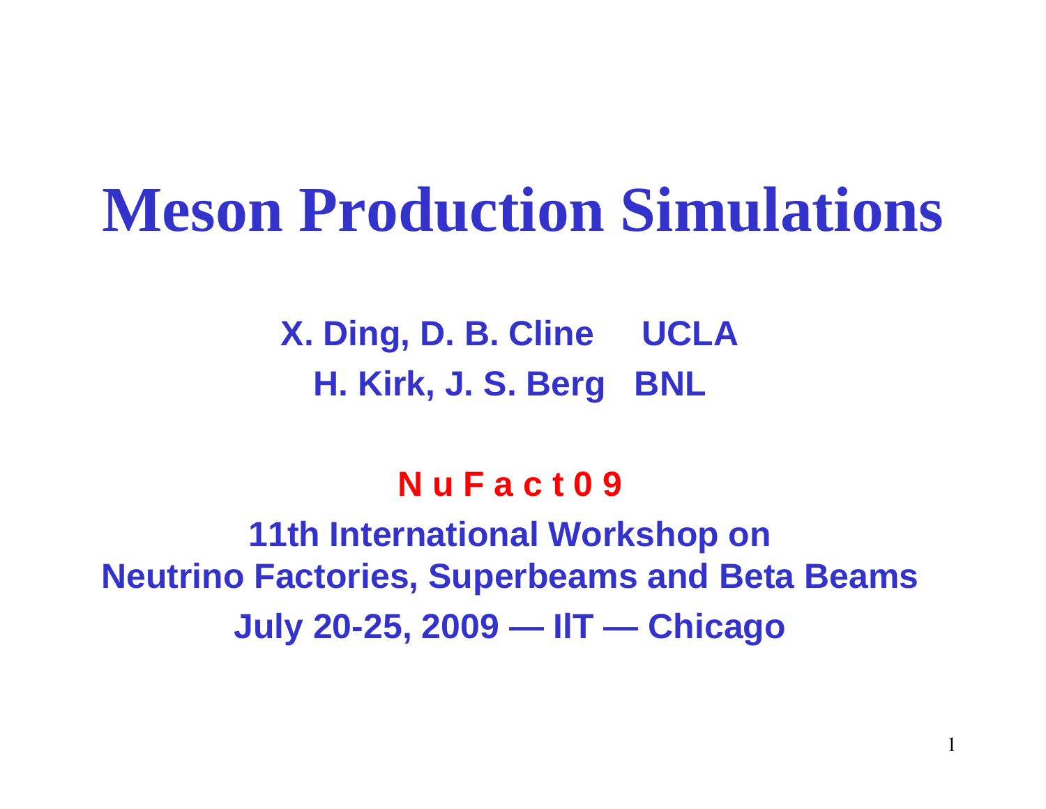# Meson Production Simulations

**X. Ding, D. B. Cline UCLA**

**H. Kirk, J. S. Berg BNL**

**N u F a c t 0 9**

**11th International Workshop on Neutrino Factories, Superbeams and Beta Beams**

**July 20-25, 2009 — IIT — Chicago**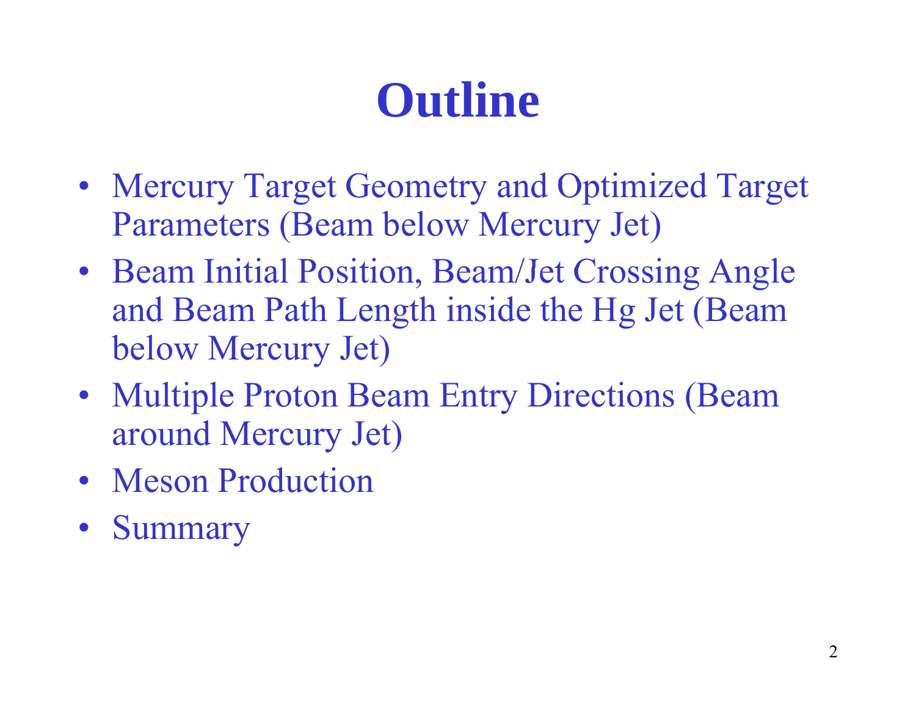# Outline

- Mercury Target Geometry and Optimized Target Parameters (Beam below Mercury Jet)
- Beam Initial Position, Beam/Jet Crossing Angle and Beam Path Length inside the Hg Jet (Beam below Mercury Jet)
- Multiple Proton Beam Entry Directions (Beam around Mercury Jet)
- Meson Production
- Summary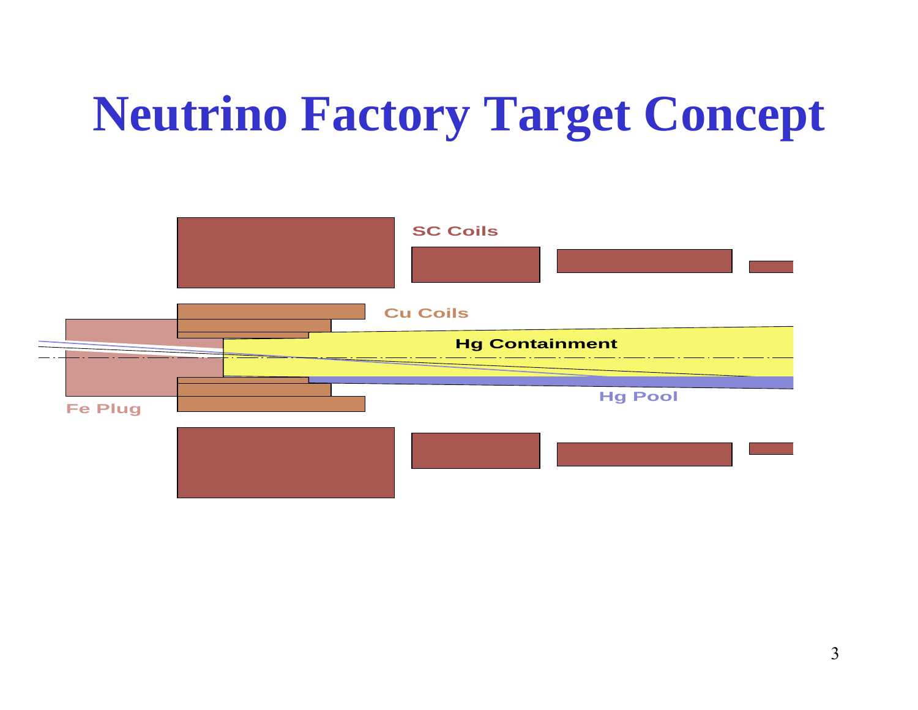# Neutrino Factory Target Concept

SC Coils

Cu Coils

Hg Containment

Fe Plug

Hg Pool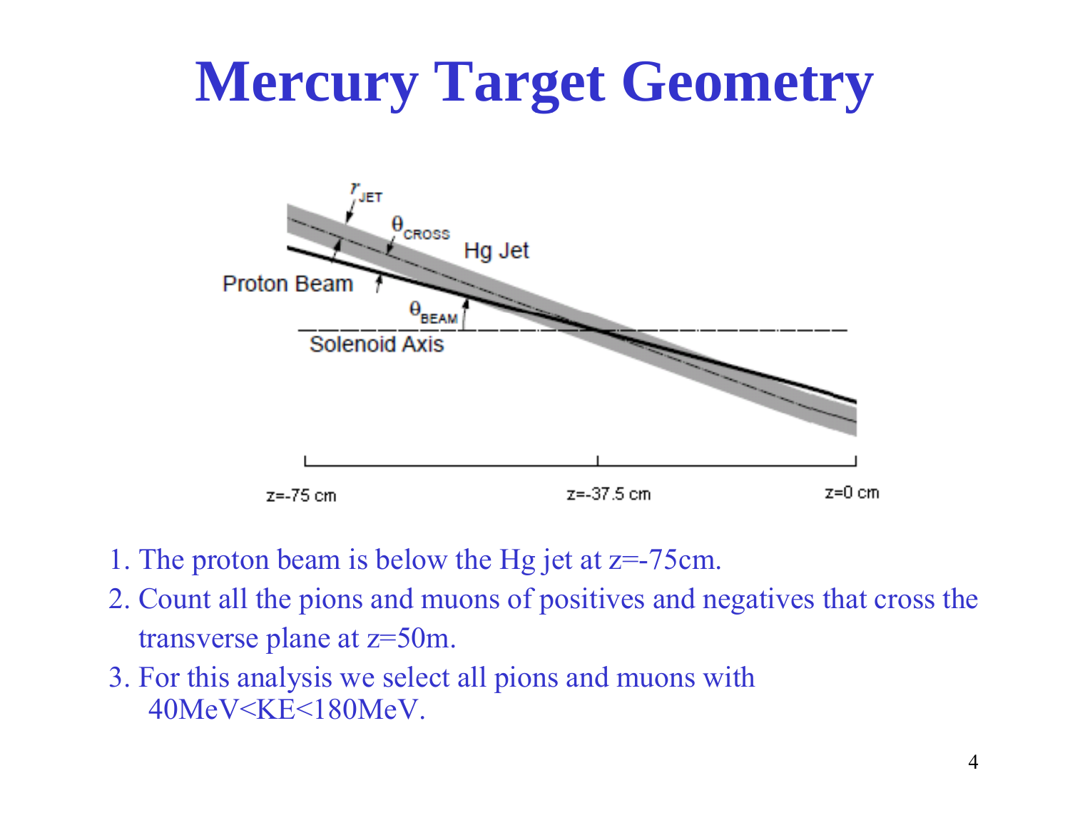# Mercury Target Geometry

1. The proton beam is below the Hg jet at z=-75cm.
2. Count all the pions and muons of positives and negatives that cross the transverse plane at z=50m.
3. For this analysis we select all pions and muons with 40MeV<KE<180MeV.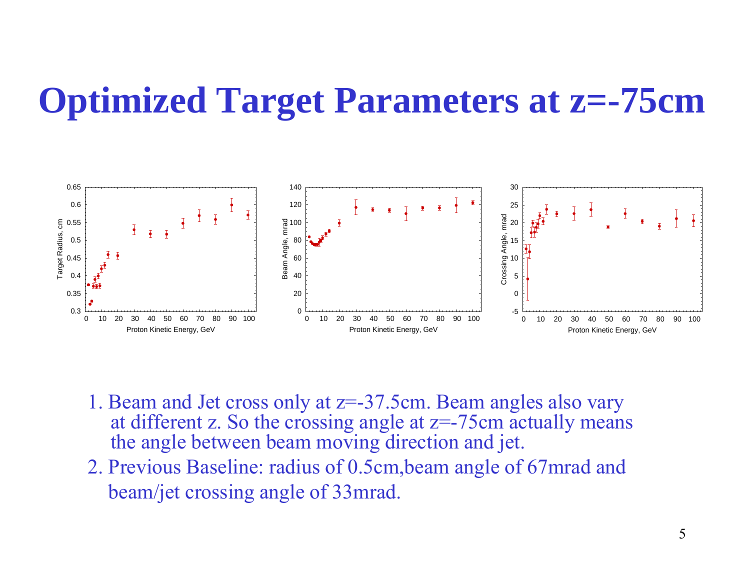# Optimized Target Parameters at z=-75cm

1. Beam and Jet cross only at z=-37.5cm. Beam angles also vary at different z. So the crossing angle at z=-75cm actually means the angle between beam moving direction and jet.
2. Previous Baseline: radius of 0.5cm,beam angle of 67mrad and beam/jet crossing angle of 33mrad.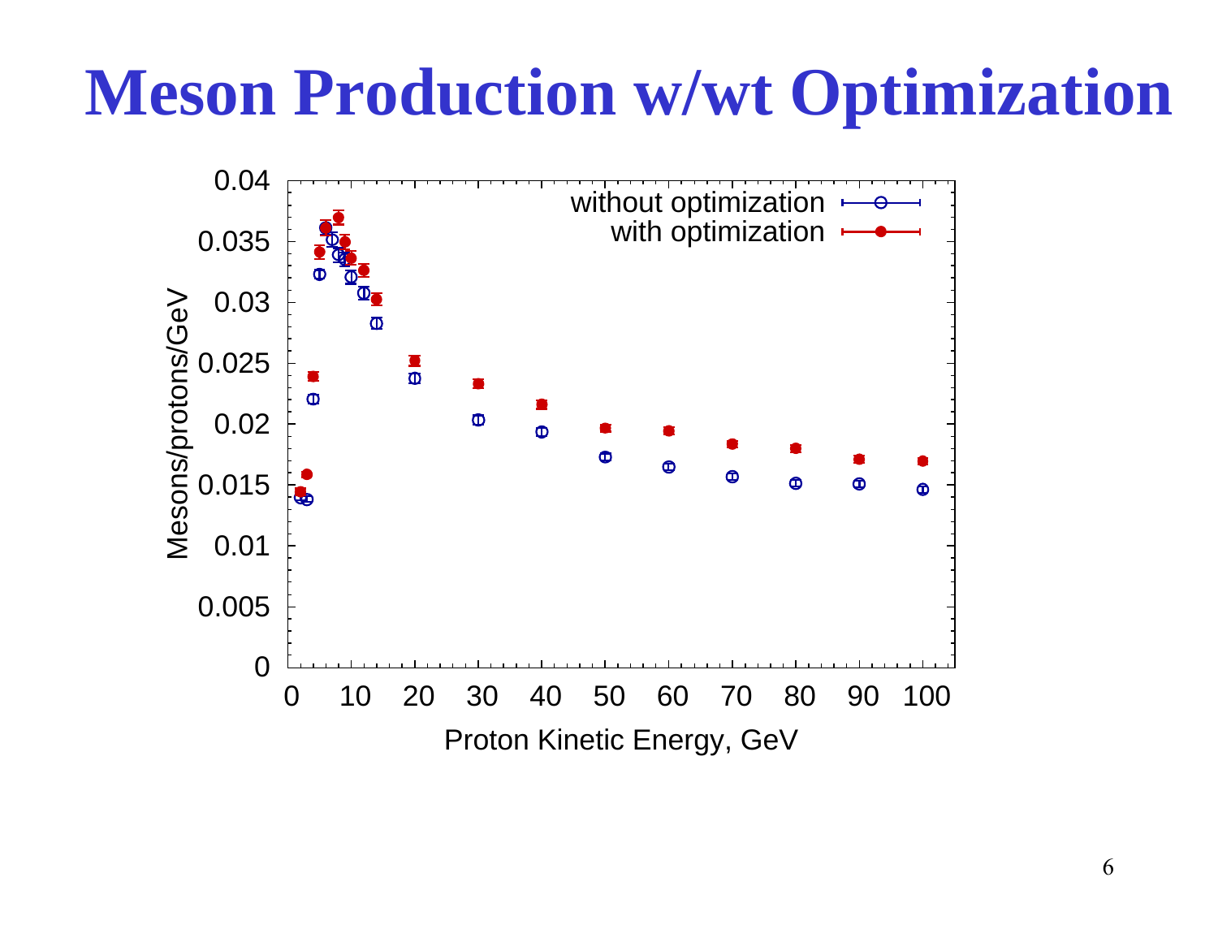# Meson Production w/wt Optimization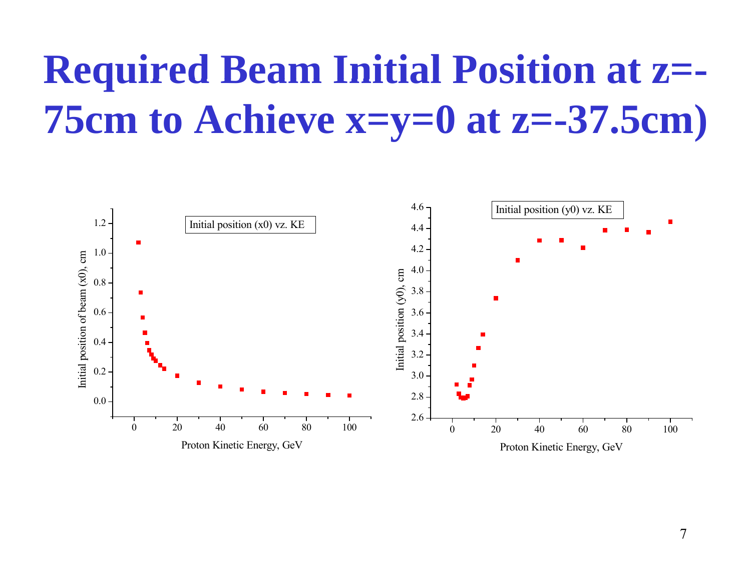# Required Beam Initial Position at z=-75cm to Achieve x=y=0 at z=-37.5cm)

Initial position (x0) vz. KE

Initial position of beam (x0), cm

Proton Kinetic Energy, GeV

Initial position (y0) vz. KE

Initial position (y0), cm

Proton Kinetic Energy, GeV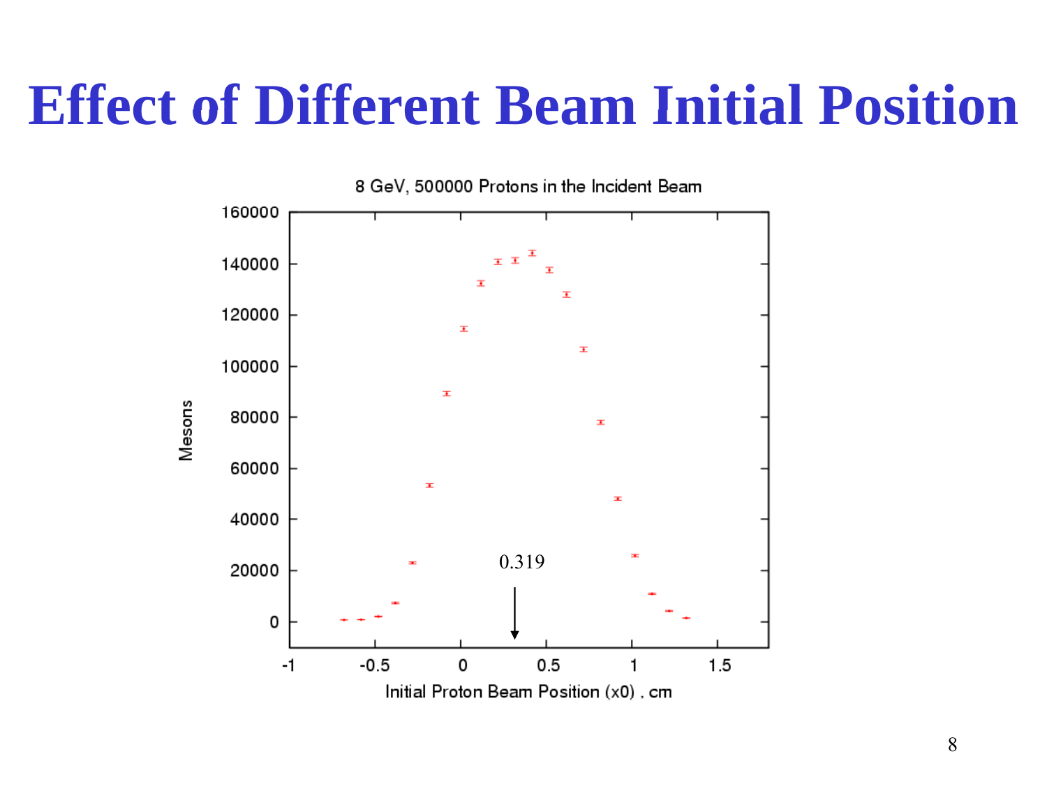# Effect of Different Beam Initial Position

8 GeV, 500000 Protons in the Incident Beam

Mesons

0.319

Initial Proton Beam Position (x0) , cm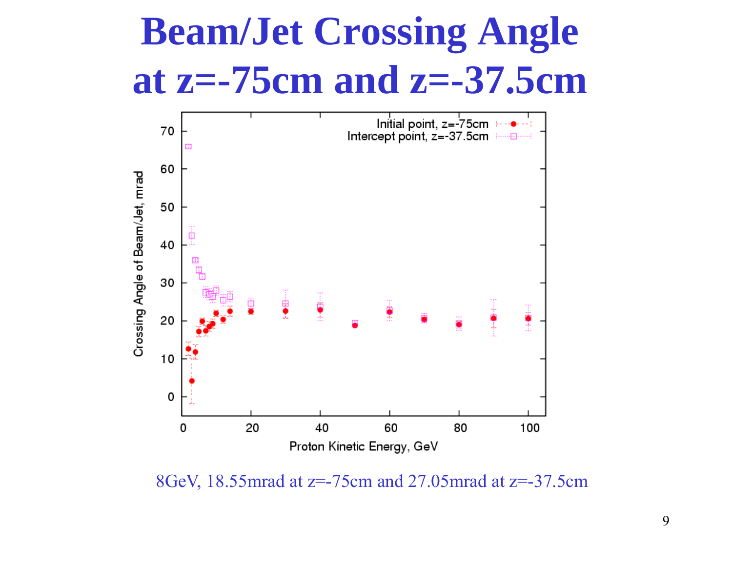# Beam/Jet Crossing Angle at z=-75cm and z=-37.5cm

8GeV, 18.55mrad at z=-75cm and 27.05mrad at z=-37.5cm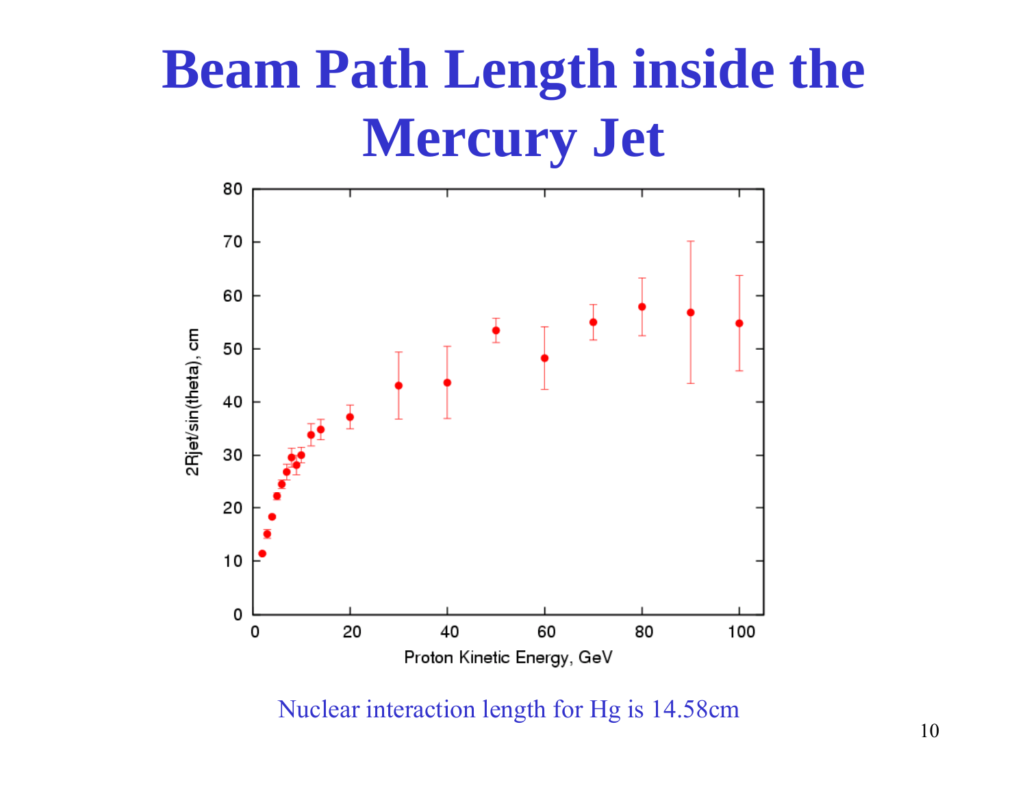# Beam Path Length inside the Mercury Jet

Nuclear interaction length for Hg is 14.58cm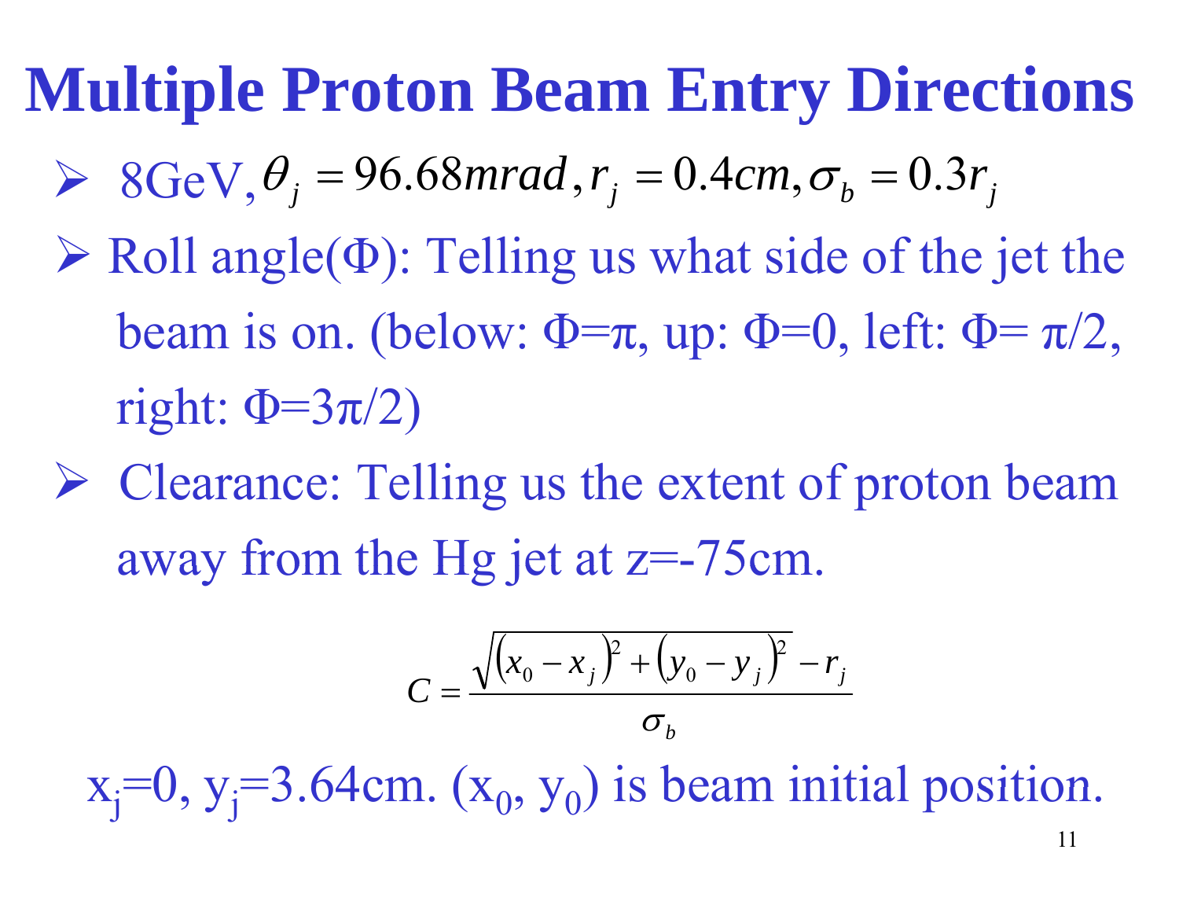# Multiple Proton Beam Entry Directions

- 8GeV, $\theta_j = 96.68mrad, r_j = 0.4cm, \sigma_b = 0.3r_j$
- Roll angle($\Phi$): Telling us what side of the jet the beam is on. (below: $\Phi=\pi$, up: $\Phi=0$, left: $\Phi=\pi/2$, right: $\Phi=3\pi/2$)
- Clearance: Telling us the extent of proton beam away from the Hg jet at z=-75cm.

$$C = \frac{\sqrt{\left(x_0 - x_j\right)^2 + \left(y_0 - y_j\right)^2} - r_j}{\sigma_b}$$

$x_j=0$, $y_j=3.64$cm. $(x_0, y_0)$ is beam initial position.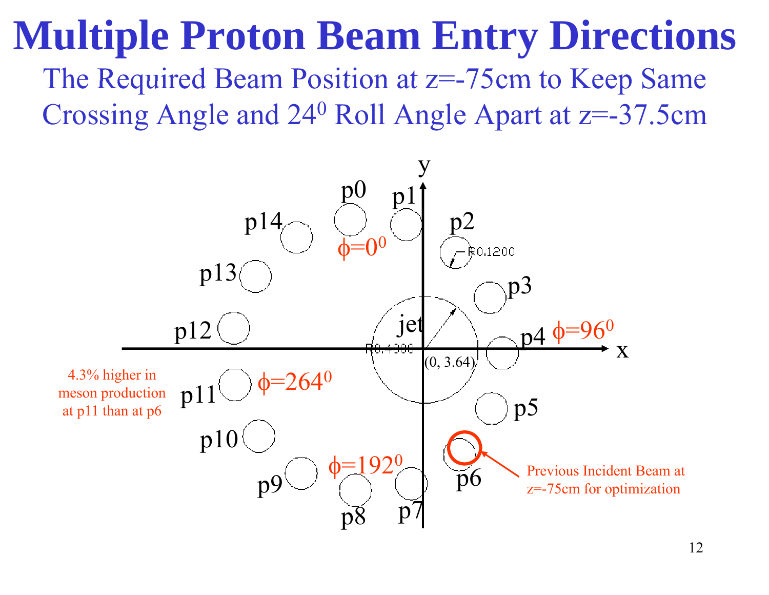# Multiple Proton Beam Entry Directions

## The Required Beam Position at z=-75cm to Keep Same Crossing Angle and $24^0$ Roll Angle Apart at z=-37.5cm

p0, p1, p2, p3, p4, p5, p6, p7, p8, p9, p10, p11, p12, p13, p14

$\phi=0^0$

$\phi=96^0$

$\phi=192^0$

$\phi=264^0$

R0.1200

jet

R0.4000

(0, 3.64)

x

y

4.3% higher in meson production at p11 than at p6

Previous Incident Beam at z=-75cm for optimization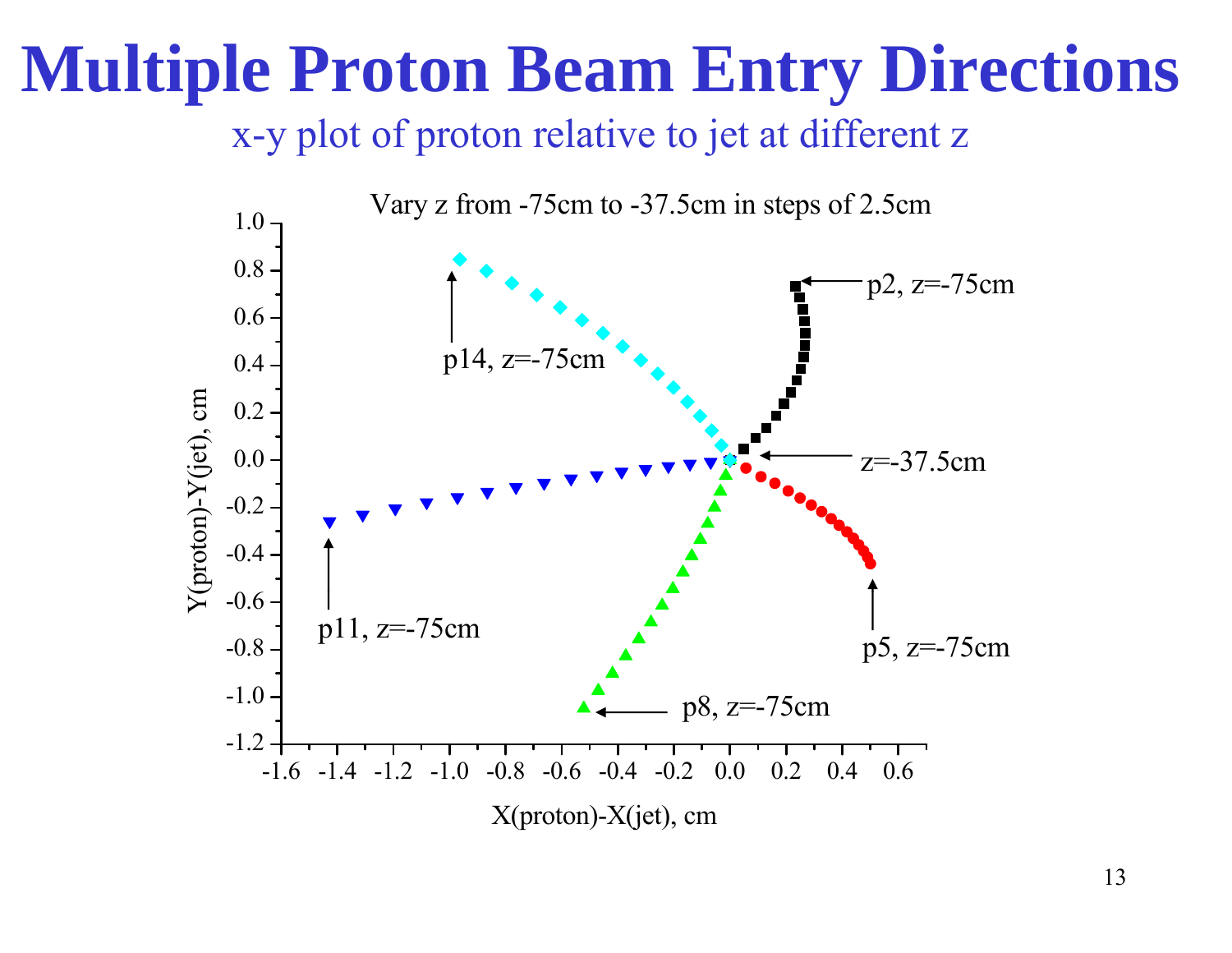# Multiple Proton Beam Entry Directions

x-y plot of proton relative to jet at different z

Vary z from -75cm to -37.5cm in steps of 2.5cm

p2, z=-75cm

p14, z=-75cm

z=-37.5cm

p11, z=-75cm

p5, z=-75cm

p8, z=-75cm

Y(proton)-Y(jet), cm

X(proton)-X(jet), cm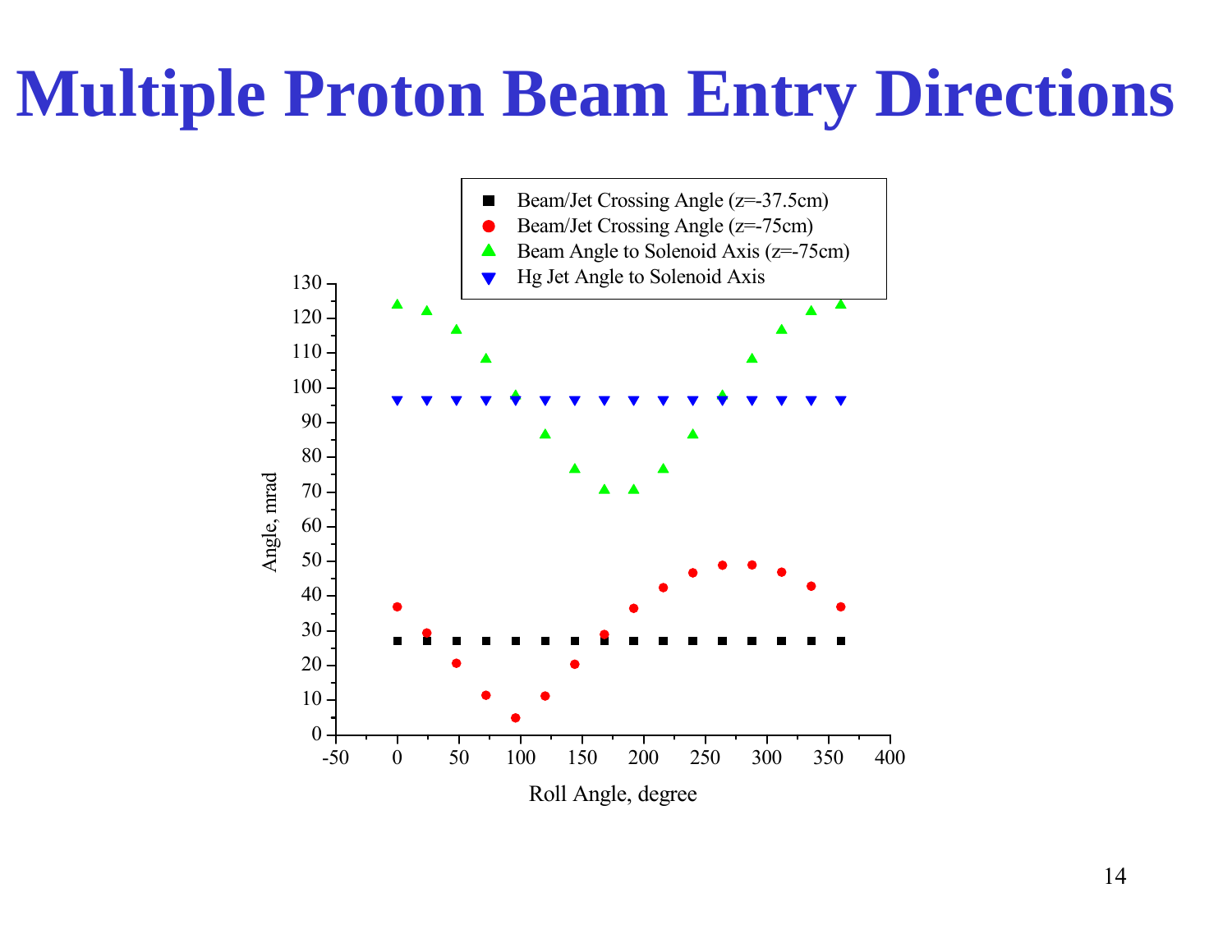# Multiple Proton Beam Entry Directions

■ Beam/Jet Crossing Angle (z=-37.5cm)
● Beam/Jet Crossing Angle (z=-75cm)
▲ Beam Angle to Solenoid Axis (z=-75cm)
▼ Hg Jet Angle to Solenoid Axis

Angle, mrad

Roll Angle, degree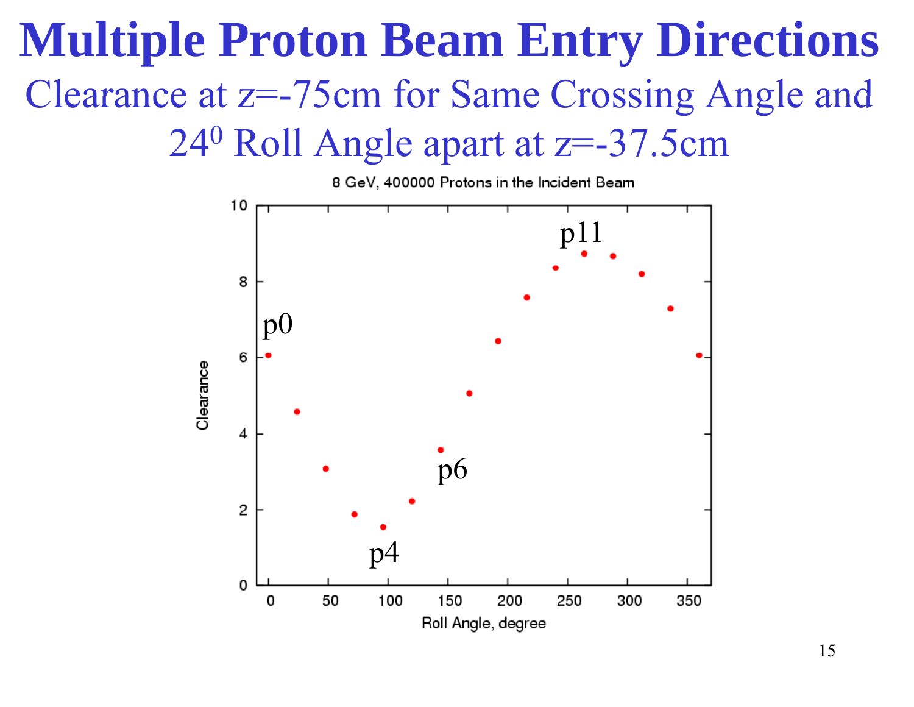# Multiple Proton Beam Entry Directions

## Clearance at $z$=-75cm for Same Crossing Angle and $24^0$ Roll Angle apart at z=-37.5cm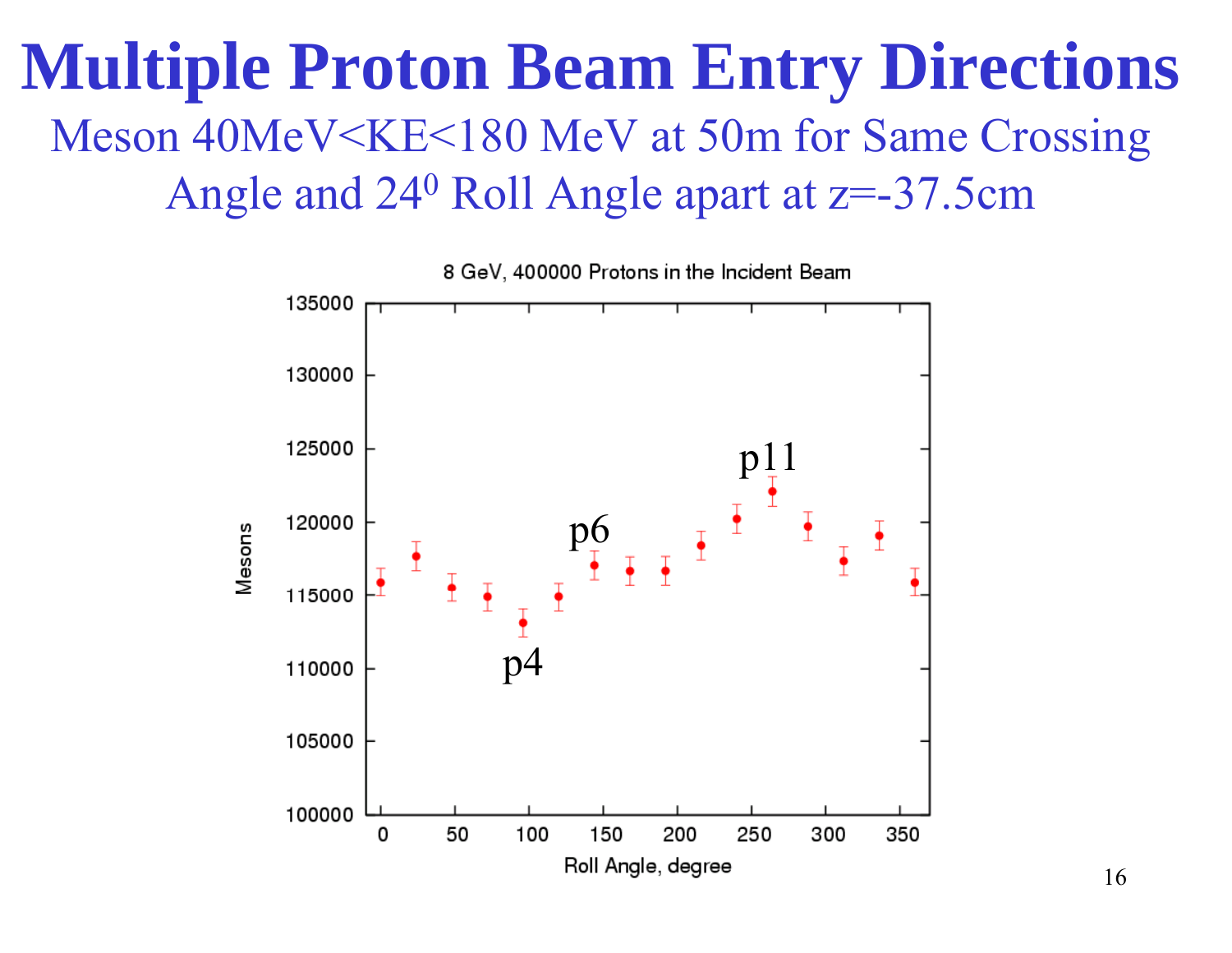# Multiple Proton Beam Entry Directions

Meson 40MeV<KE<180 MeV at 50m for Same Crossing Angle and $24^0$ Roll Angle apart at z=-37.5cm

8 GeV, 400000 Protons in the Incident Beam

Mesons

Roll Angle, degree

p4

p6

p11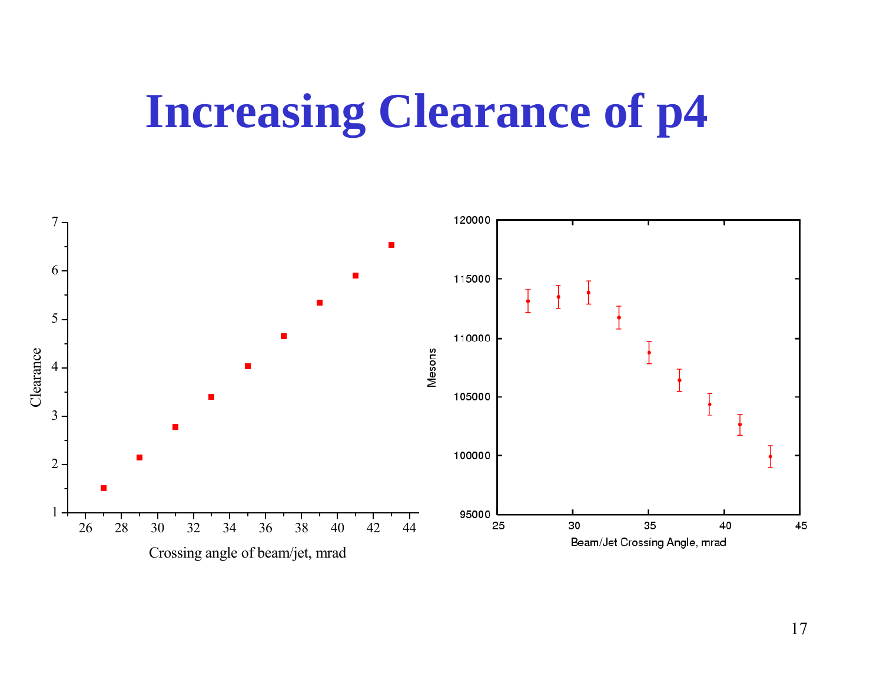# Increasing Clearance of p4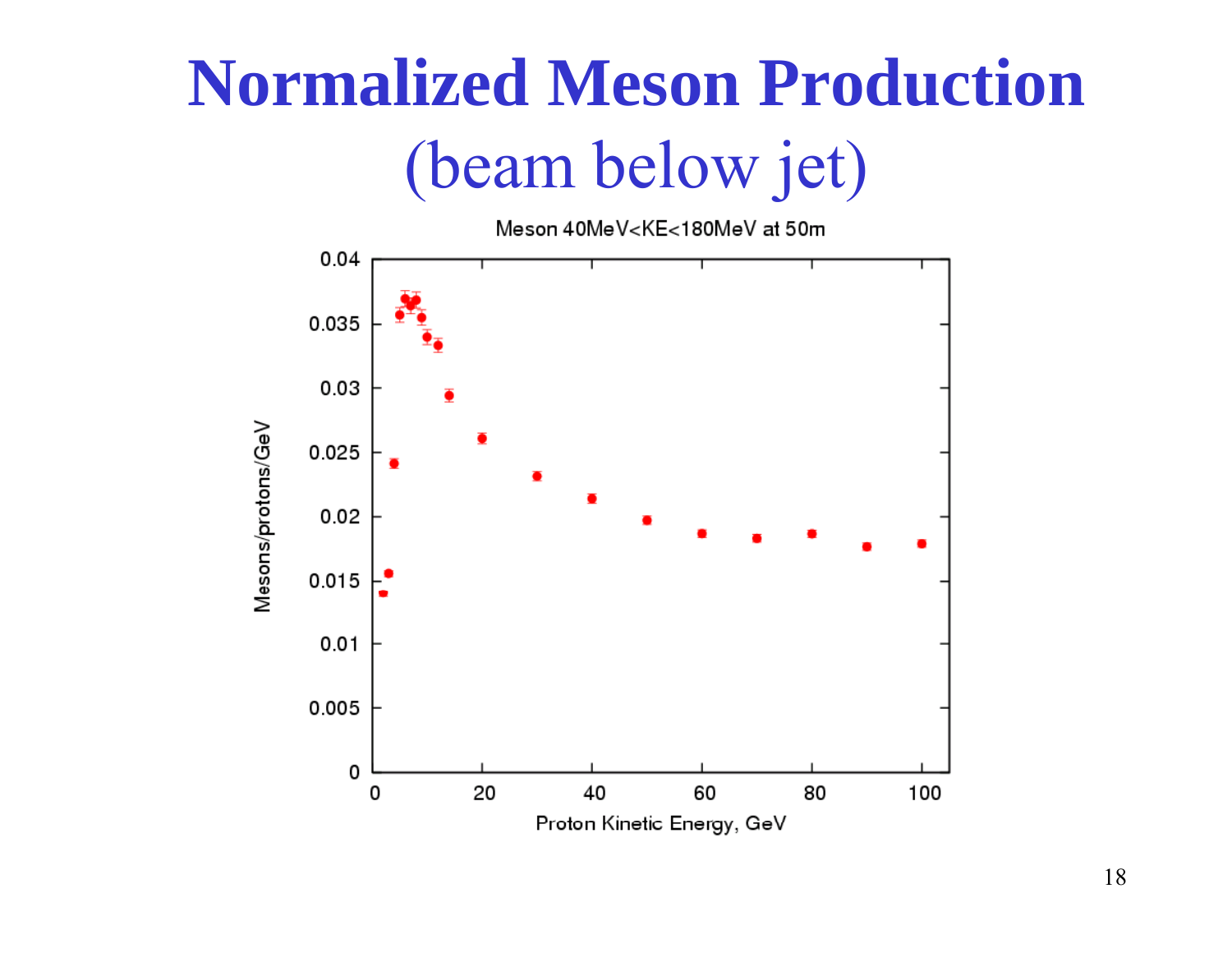# Normalized Meson Production

## (beam below jet)

Meson 40MeV<KE<180MeV at 50m

Mesons/protons/GeV

Proton Kinetic Energy, GeV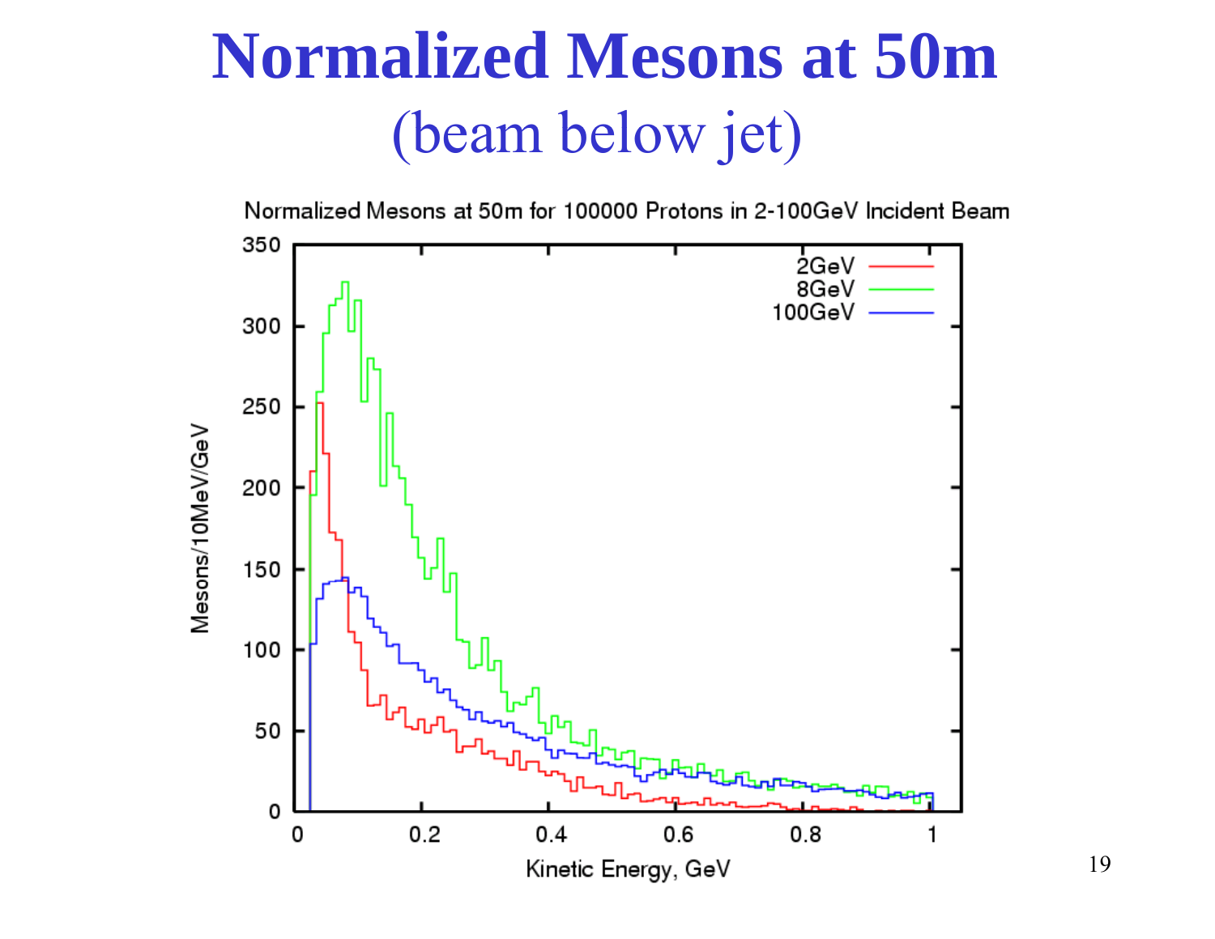# Normalized Mesons at 50m

## (beam below jet)

Normalized Mesons at 50m for 100000 Protons in 2-100GeV Incident Beam

Mesons/10MeV/GeV

Kinetic Energy, GeV

2GeV
8GeV
100GeV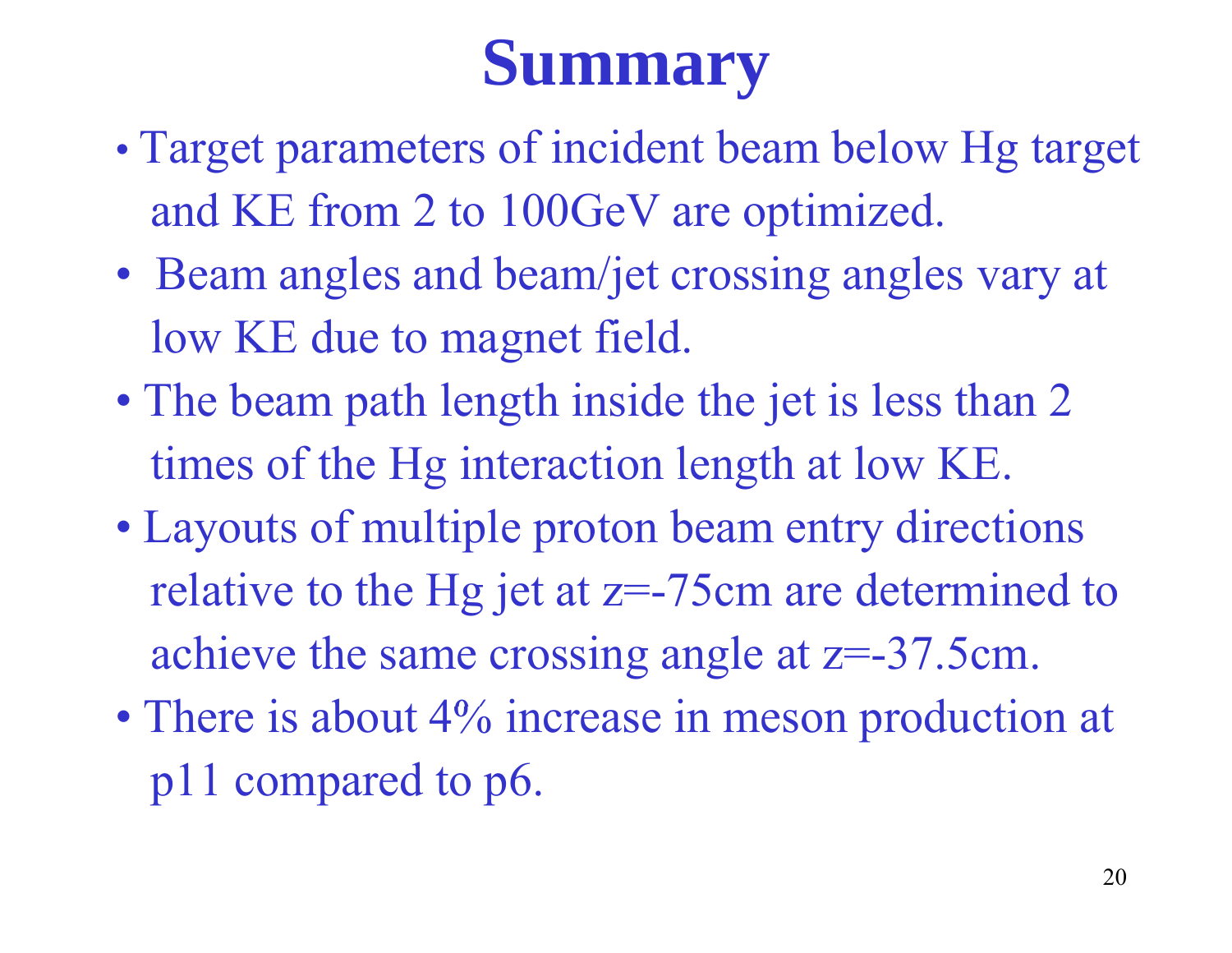# Summary

- Target parameters of incident beam below Hg target and KE from 2 to 100GeV are optimized.
- Beam angles and beam/jet crossing angles vary at low KE due to magnet field.
- The beam path length inside the jet is less than 2 times of the Hg interaction length at low KE.
- Layouts of multiple proton beam entry directions relative to the Hg jet at z=-75cm are determined to achieve the same crossing angle at z=-37.5cm.
- There is about 4% increase in meson production at p11 compared to p6.